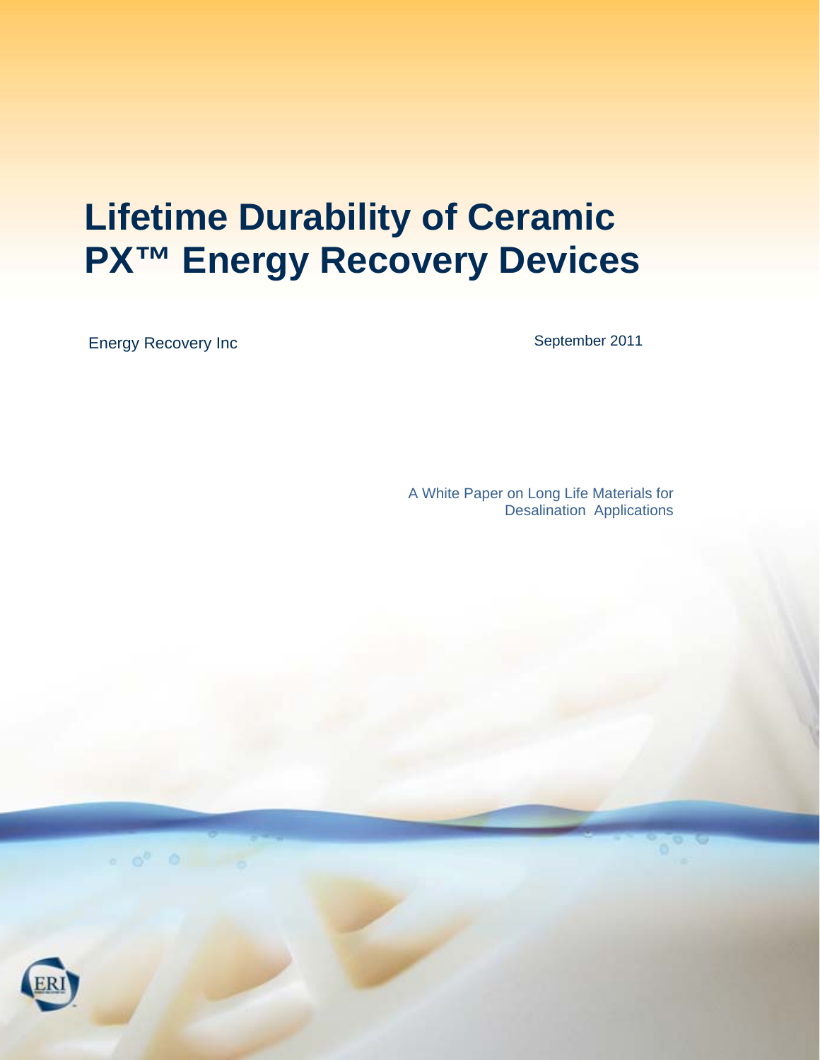# Lifetime Durability of Ceramic PX™ Energy Recovery Devices

Energy Recovery Inc

September 2011

A White Paper on Long Life Materials for Desalination Applications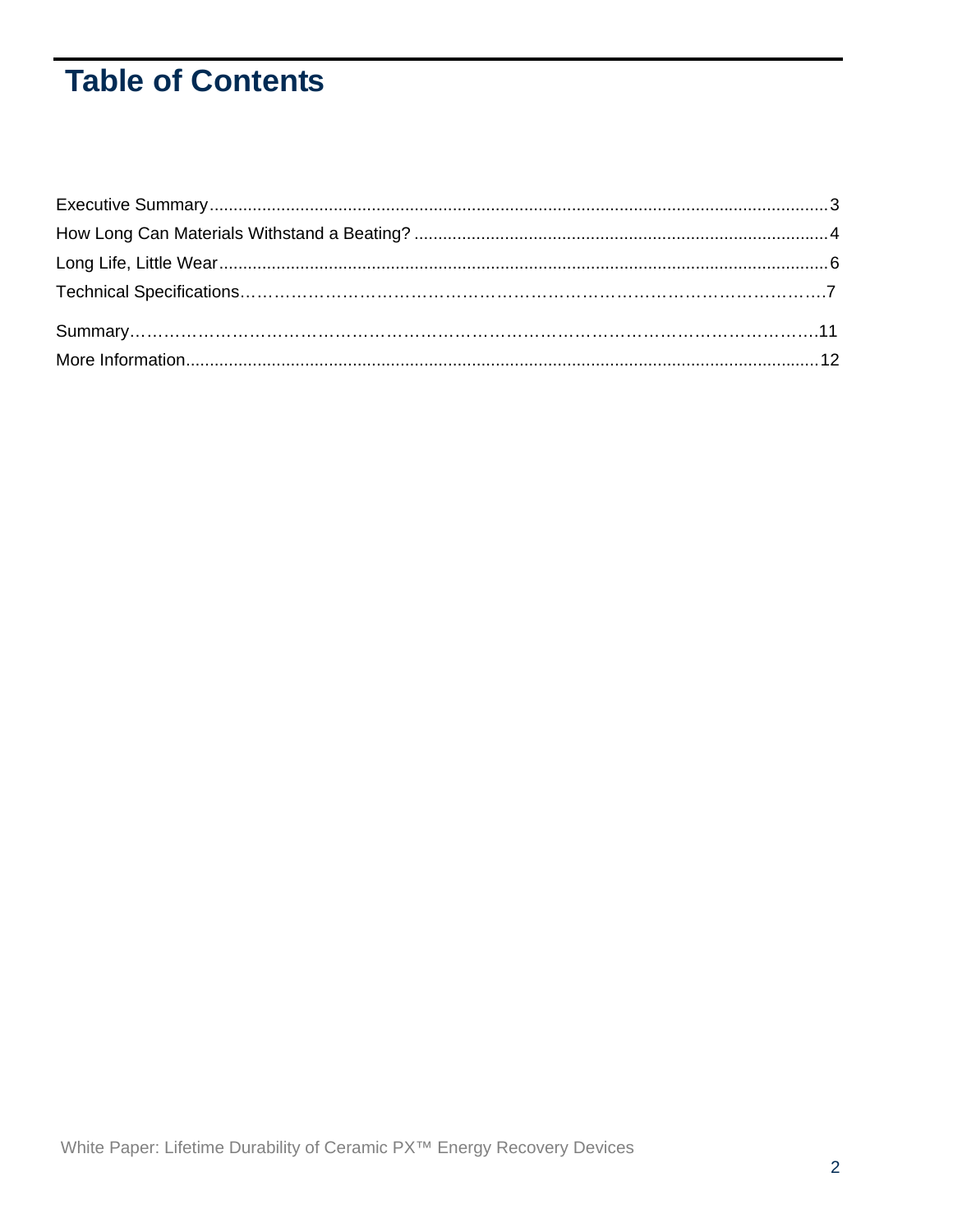# Table of Contents

Executive Summary.......................................................................................................................3
How Long Can Materials Withstand a Beating? ..........................................................................4
Long Life, Little Wear..................................................................................................................6
Technical Specifications……………………………………………………………………………….7
Summary……………………………………………………………………………………………….11
More Information........................................................................................................................12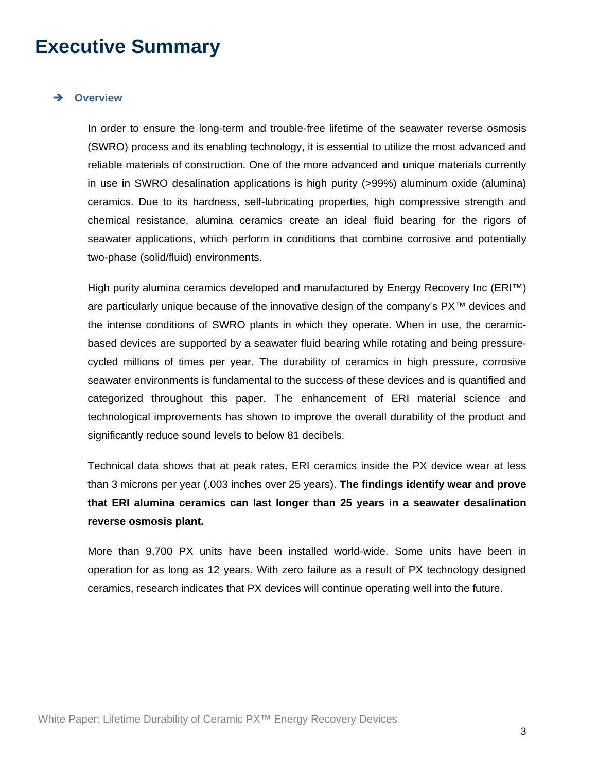# Executive Summary

## ➔ Overview

In order to ensure the long-term and trouble-free lifetime of the seawater reverse osmosis (SWRO) process and its enabling technology, it is essential to utilize the most advanced and reliable materials of construction. One of the more advanced and unique materials currently in use in SWRO desalination applications is high purity (>99%) aluminum oxide (alumina) ceramics. Due to its hardness, self-lubricating properties, high compressive strength and chemical resistance, alumina ceramics create an ideal fluid bearing for the rigors of seawater applications, which perform in conditions that combine corrosive and potentially two-phase (solid/fluid) environments.

High purity alumina ceramics developed and manufactured by Energy Recovery Inc (ERI™) are particularly unique because of the innovative design of the company's PX™ devices and the intense conditions of SWRO plants in which they operate. When in use, the ceramic-based devices are supported by a seawater fluid bearing while rotating and being pressure-cycled millions of times per year. The durability of ceramics in high pressure, corrosive seawater environments is fundamental to the success of these devices and is quantified and categorized throughout this paper. The enhancement of ERI material science and technological improvements has shown to improve the overall durability of the product and significantly reduce sound levels to below 81 decibels.

Technical data shows that at peak rates, ERI ceramics inside the PX device wear at less than 3 microns per year (.003 inches over 25 years). **The findings identify wear and prove that ERI alumina ceramics can last longer than 25 years in a seawater desalination reverse osmosis plant.**

More than 9,700 PX units have been installed world-wide. Some units have been in operation for as long as 12 years. With zero failure as a result of PX technology designed ceramics, research indicates that PX devices will continue operating well into the future.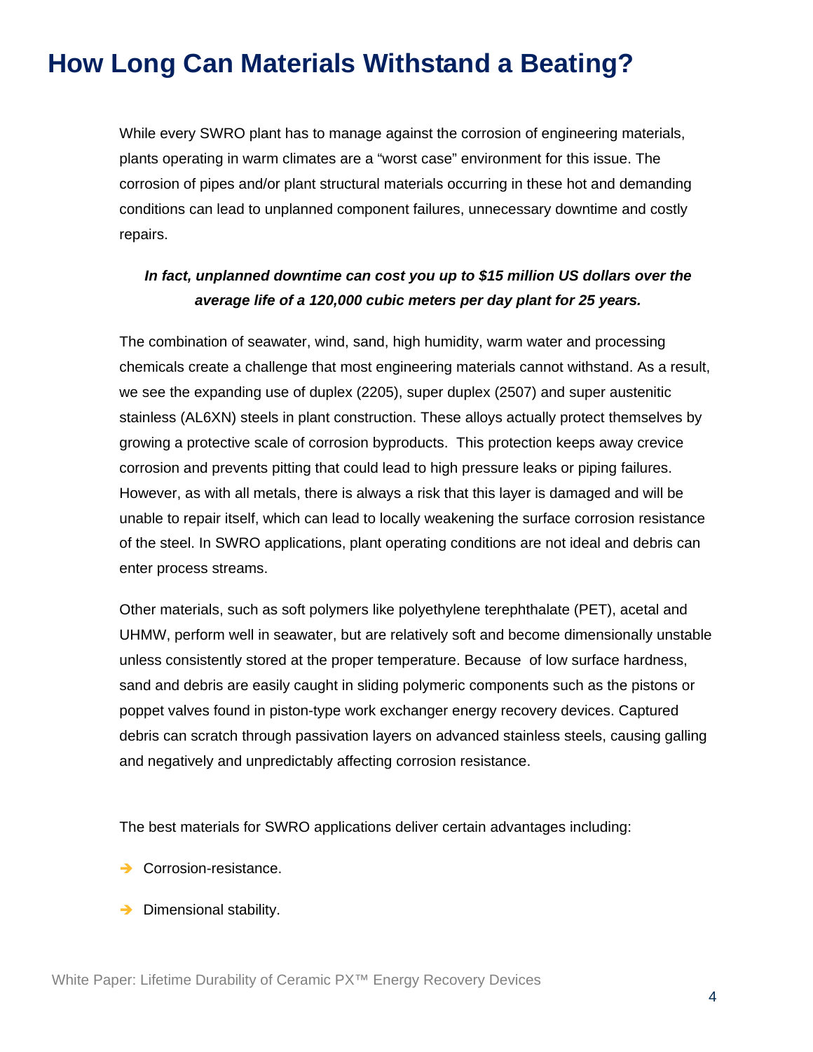# How Long Can Materials Withstand a Beating?

While every SWRO plant has to manage against the corrosion of engineering materials, plants operating in warm climates are a “worst case” environment for this issue. The corrosion of pipes and/or plant structural materials occurring in these hot and demanding conditions can lead to unplanned component failures, unnecessary downtime and costly repairs.

***In fact, unplanned downtime can cost you up to $15 million US dollars over the average life of a 120,000 cubic meters per day plant for 25 years.***

The combination of seawater, wind, sand, high humidity, warm water and processing chemicals create a challenge that most engineering materials cannot withstand. As a result, we see the expanding use of duplex (2205), super duplex (2507) and super austenitic stainless (AL6XN) steels in plant construction. These alloys actually protect themselves by growing a protective scale of corrosion byproducts. This protection keeps away crevice corrosion and prevents pitting that could lead to high pressure leaks or piping failures. However, as with all metals, there is always a risk that this layer is damaged and will be unable to repair itself, which can lead to locally weakening the surface corrosion resistance of the steel. In SWRO applications, plant operating conditions are not ideal and debris can enter process streams.

Other materials, such as soft polymers like polyethylene terephthalate (PET), acetal and UHMW, perform well in seawater, but are relatively soft and become dimensionally unstable unless consistently stored at the proper temperature. Because of low surface hardness, sand and debris are easily caught in sliding polymeric components such as the pistons or poppet valves found in piston-type work exchanger energy recovery devices. Captured debris can scratch through passivation layers on advanced stainless steels, causing galling and negatively and unpredictably affecting corrosion resistance.

The best materials for SWRO applications deliver certain advantages including:

- Corrosion-resistance.
- Dimensional stability.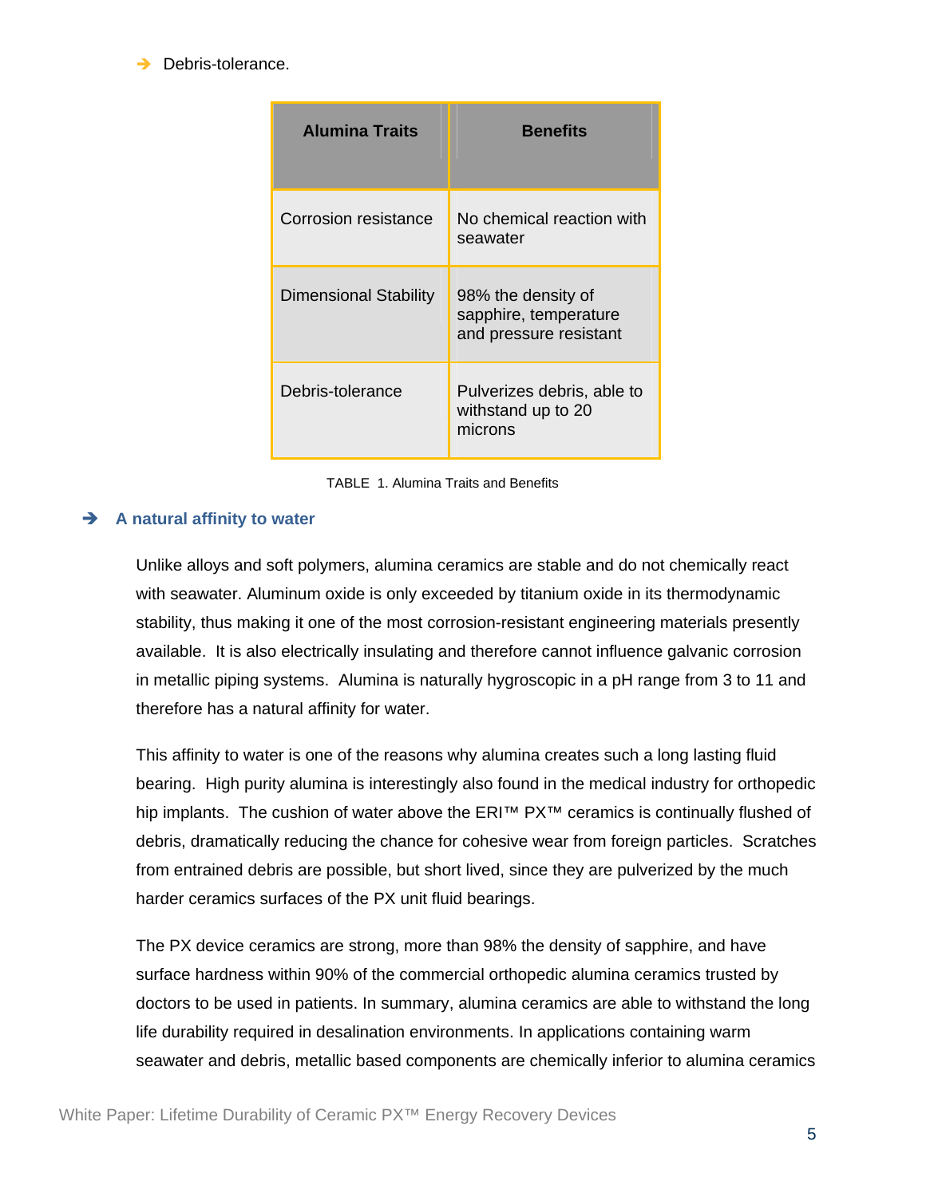- Debris-tolerance.

| Alumina Traits | Benefits |
| --- | --- |
| Corrosion resistance | No chemical reaction with seawater |
| Dimensional Stability | 98% the density of sapphire, temperature and pressure resistant |
| Debris-tolerance | Pulverizes debris, able to withstand up to 20 microns |

TABLE 1. Alumina Traits and Benefits

### A natural affinity to water

Unlike alloys and soft polymers, alumina ceramics are stable and do not chemically react with seawater. Aluminum oxide is only exceeded by titanium oxide in its thermodynamic stability, thus making it one of the most corrosion-resistant engineering materials presently available. It is also electrically insulating and therefore cannot influence galvanic corrosion in metallic piping systems. Alumina is naturally hygroscopic in a pH range from 3 to 11 and therefore has a natural affinity for water.

This affinity to water is one of the reasons why alumina creates such a long lasting fluid bearing. High purity alumina is interestingly also found in the medical industry for orthopedic hip implants. The cushion of water above the ERI™ PX™ ceramics is continually flushed of debris, dramatically reducing the chance for cohesive wear from foreign particles. Scratches from entrained debris are possible, but short lived, since they are pulverized by the much harder ceramics surfaces of the PX unit fluid bearings.

The PX device ceramics are strong, more than 98% the density of sapphire, and have surface hardness within 90% of the commercial orthopedic alumina ceramics trusted by doctors to be used in patients. In summary, alumina ceramics are able to withstand the long life durability required in desalination environments. In applications containing warm seawater and debris, metallic based components are chemically inferior to alumina ceramics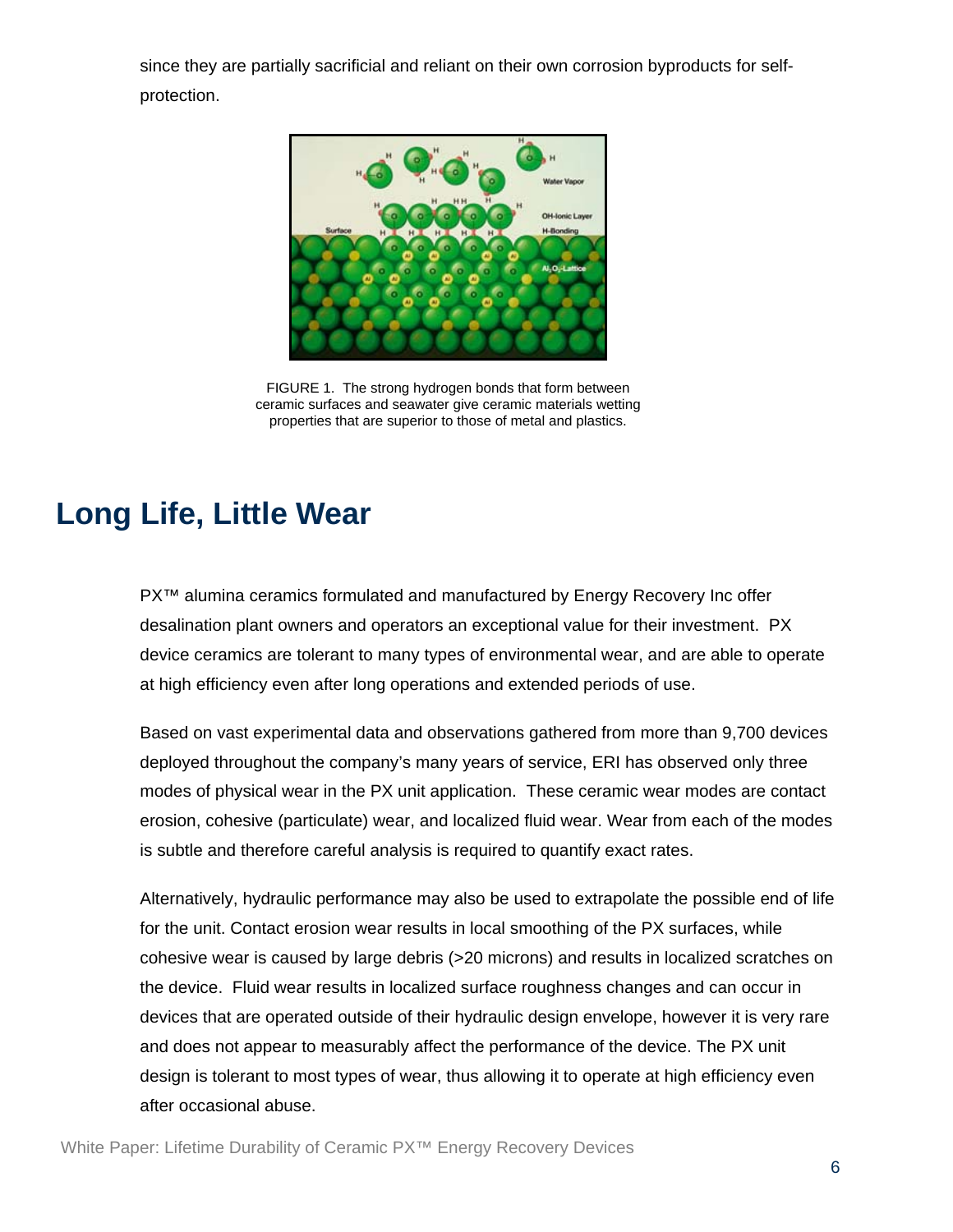since they are partially sacrificial and reliant on their own corrosion byproducts for self-protection.

FIGURE 1. The strong hydrogen bonds that form between ceramic surfaces and seawater give ceramic materials wetting properties that are superior to those of metal and plastics.

## Long Life, Little Wear

PX™ alumina ceramics formulated and manufactured by Energy Recovery Inc offer desalination plant owners and operators an exceptional value for their investment. PX device ceramics are tolerant to many types of environmental wear, and are able to operate at high efficiency even after long operations and extended periods of use.

Based on vast experimental data and observations gathered from more than 9,700 devices deployed throughout the company's many years of service, ERI has observed only three modes of physical wear in the PX unit application. These ceramic wear modes are contact erosion, cohesive (particulate) wear, and localized fluid wear. Wear from each of the modes is subtle and therefore careful analysis is required to quantify exact rates.

Alternatively, hydraulic performance may also be used to extrapolate the possible end of life for the unit. Contact erosion wear results in local smoothing of the PX surfaces, while cohesive wear is caused by large debris (>20 microns) and results in localized scratches on the device. Fluid wear results in localized surface roughness changes and can occur in devices that are operated outside of their hydraulic design envelope, however it is very rare and does not appear to measurably affect the performance of the device. The PX unit design is tolerant to most types of wear, thus allowing it to operate at high efficiency even after occasional abuse.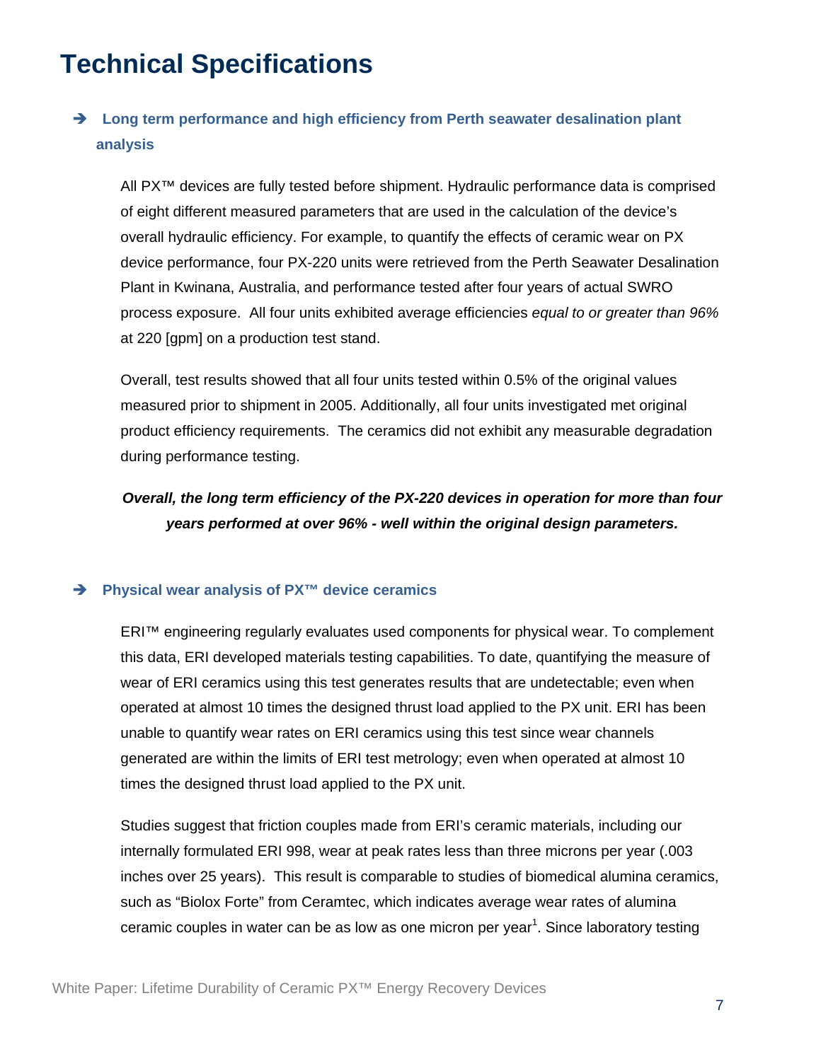# Technical Specifications

➔ **Long term performance and high efficiency from Perth seawater desalination plant analysis**

All PX™ devices are fully tested before shipment. Hydraulic performance data is comprised of eight different measured parameters that are used in the calculation of the device's overall hydraulic efficiency. For example, to quantify the effects of ceramic wear on PX device performance, four PX-220 units were retrieved from the Perth Seawater Desalination Plant in Kwinana, Australia, and performance tested after four years of actual SWRO process exposure. All four units exhibited average efficiencies *equal to or greater than 96%* at 220 [gpm] on a production test stand.

Overall, test results showed that all four units tested within 0.5% of the original values measured prior to shipment in 2005. Additionally, all four units investigated met original product efficiency requirements. The ceramics did not exhibit any measurable degradation during performance testing.

***Overall, the long term efficiency of the PX-220 devices in operation for more than four years performed at over 96% - well within the original design parameters.***

➔ **Physical wear analysis of PX™ device ceramics**

ERI™ engineering regularly evaluates used components for physical wear. To complement this data, ERI developed materials testing capabilities. To date, quantifying the measure of wear of ERI ceramics using this test generates results that are undetectable; even when operated at almost 10 times the designed thrust load applied to the PX unit. ERI has been unable to quantify wear rates on ERI ceramics using this test since wear channels generated are within the limits of ERI test metrology; even when operated at almost 10 times the designed thrust load applied to the PX unit.

Studies suggest that friction couples made from ERI's ceramic materials, including our internally formulated ERI 998, wear at peak rates less than three microns per year (.003 inches over 25 years). This result is comparable to studies of biomedical alumina ceramics, such as "Biolox Forte" from Ceramtec, which indicates average wear rates of alumina ceramic couples in water can be as low as one micron per year[1]. Since laboratory testing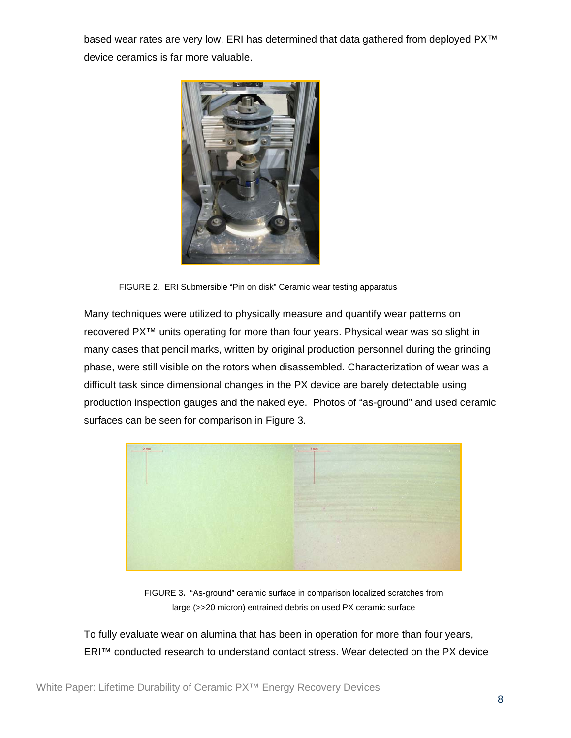based wear rates are very low, ERI has determined that data gathered from deployed PX™ device ceramics is far more valuable.

FIGURE 2. ERI Submersible “Pin on disk” Ceramic wear testing apparatus

Many techniques were utilized to physically measure and quantify wear patterns on recovered PX™ units operating for more than four years. Physical wear was so slight in many cases that pencil marks, written by original production personnel during the grinding phase, were still visible on the rotors when disassembled. Characterization of wear was a difficult task since dimensional changes in the PX device are barely detectable using production inspection gauges and the naked eye. Photos of “as-ground” and used ceramic surfaces can be seen for comparison in Figure 3.

FIGURE 3. “As-ground” ceramic surface in comparison localized scratches from large (>>20 micron) entrained debris on used PX ceramic surface

To fully evaluate wear on alumina that has been in operation for more than four years, ERI™ conducted research to understand contact stress. Wear detected on the PX device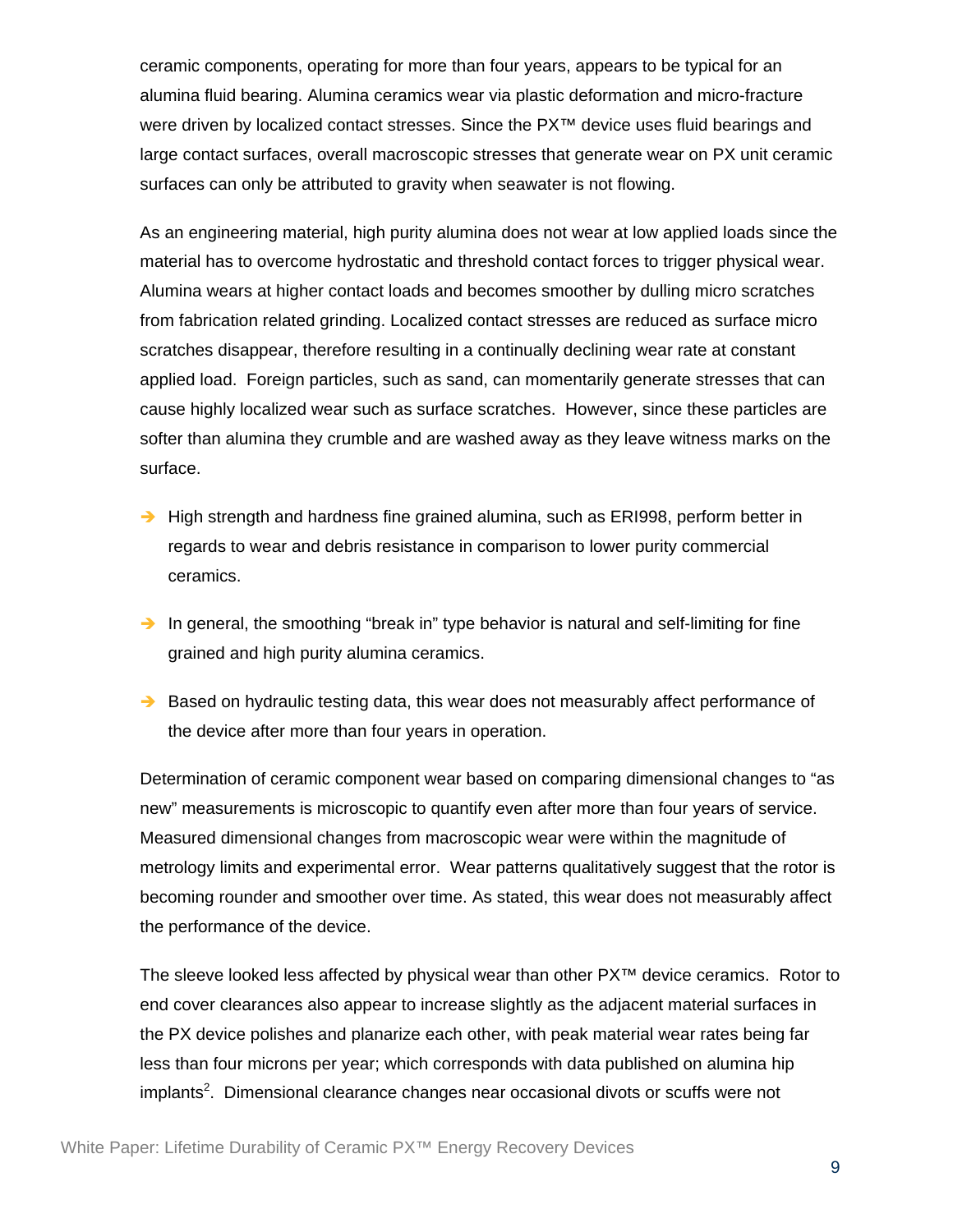ceramic components, operating for more than four years, appears to be typical for an alumina fluid bearing. Alumina ceramics wear via plastic deformation and micro-fracture were driven by localized contact stresses. Since the PX™ device uses fluid bearings and large contact surfaces, overall macroscopic stresses that generate wear on PX unit ceramic surfaces can only be attributed to gravity when seawater is not flowing.

As an engineering material, high purity alumina does not wear at low applied loads since the material has to overcome hydrostatic and threshold contact forces to trigger physical wear. Alumina wears at higher contact loads and becomes smoother by dulling micro scratches from fabrication related grinding. Localized contact stresses are reduced as surface micro scratches disappear, therefore resulting in a continually declining wear rate at constant applied load. Foreign particles, such as sand, can momentarily generate stresses that can cause highly localized wear such as surface scratches. However, since these particles are softer than alumina they crumble and are washed away as they leave witness marks on the surface.

- High strength and hardness fine grained alumina, such as ERI998, perform better in regards to wear and debris resistance in comparison to lower purity commercial ceramics.
- In general, the smoothing "break in" type behavior is natural and self-limiting for fine grained and high purity alumina ceramics.
- Based on hydraulic testing data, this wear does not measurably affect performance of the device after more than four years in operation.

Determination of ceramic component wear based on comparing dimensional changes to "as new" measurements is microscopic to quantify even after more than four years of service. Measured dimensional changes from macroscopic wear were within the magnitude of metrology limits and experimental error. Wear patterns qualitatively suggest that the rotor is becoming rounder and smoother over time. As stated, this wear does not measurably affect the performance of the device.

The sleeve looked less affected by physical wear than other PX™ device ceramics. Rotor to end cover clearances also appear to increase slightly as the adjacent material surfaces in the PX device polishes and planarize each other, with peak material wear rates being far less than four microns per year; which corresponds with data published on alumina hip implants[2]. Dimensional clearance changes near occasional divots or scuffs were not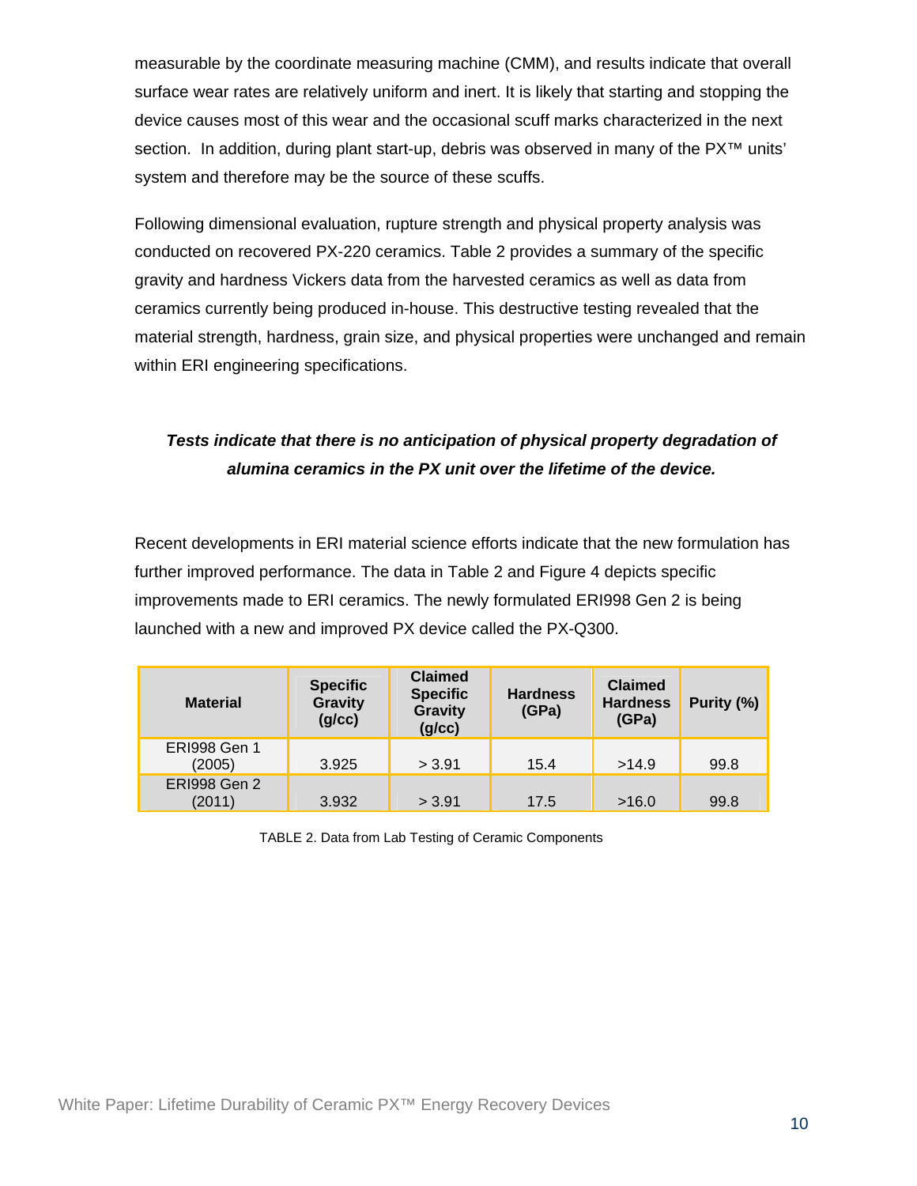measurable by the coordinate measuring machine (CMM), and results indicate that overall surface wear rates are relatively uniform and inert. It is likely that starting and stopping the device causes most of this wear and the occasional scuff marks characterized in the next section. In addition, during plant start-up, debris was observed in many of the PX™ units' system and therefore may be the source of these scuffs.

Following dimensional evaluation, rupture strength and physical property analysis was conducted on recovered PX-220 ceramics. Table 2 provides a summary of the specific gravity and hardness Vickers data from the harvested ceramics as well as data from ceramics currently being produced in-house. This destructive testing revealed that the material strength, hardness, grain size, and physical properties were unchanged and remain within ERI engineering specifications.

***Tests indicate that there is no anticipation of physical property degradation of alumina ceramics in the PX unit over the lifetime of the device.***

Recent developments in ERI material science efforts indicate that the new formulation has further improved performance. The data in Table 2 and Figure 4 depicts specific improvements made to ERI ceramics. The newly formulated ERI998 Gen 2 is being launched with a new and improved PX device called the PX-Q300.

| Material | Specific Gravity (g/cc) | Claimed Specific Gravity (g/cc) | Hardness (GPa) | Claimed Hardness (GPa) | Purity (%) |
|---|---|---|---|---|---|
| ERI998 Gen 1 (2005) | 3.925 | > 3.91 | 15.4 | >14.9 | 99.8 |
| ERI998 Gen 2 (2011) | 3.932 | > 3.91 | 17.5 | >16.0 | 99.8 |

TABLE 2. Data from Lab Testing of Ceramic Components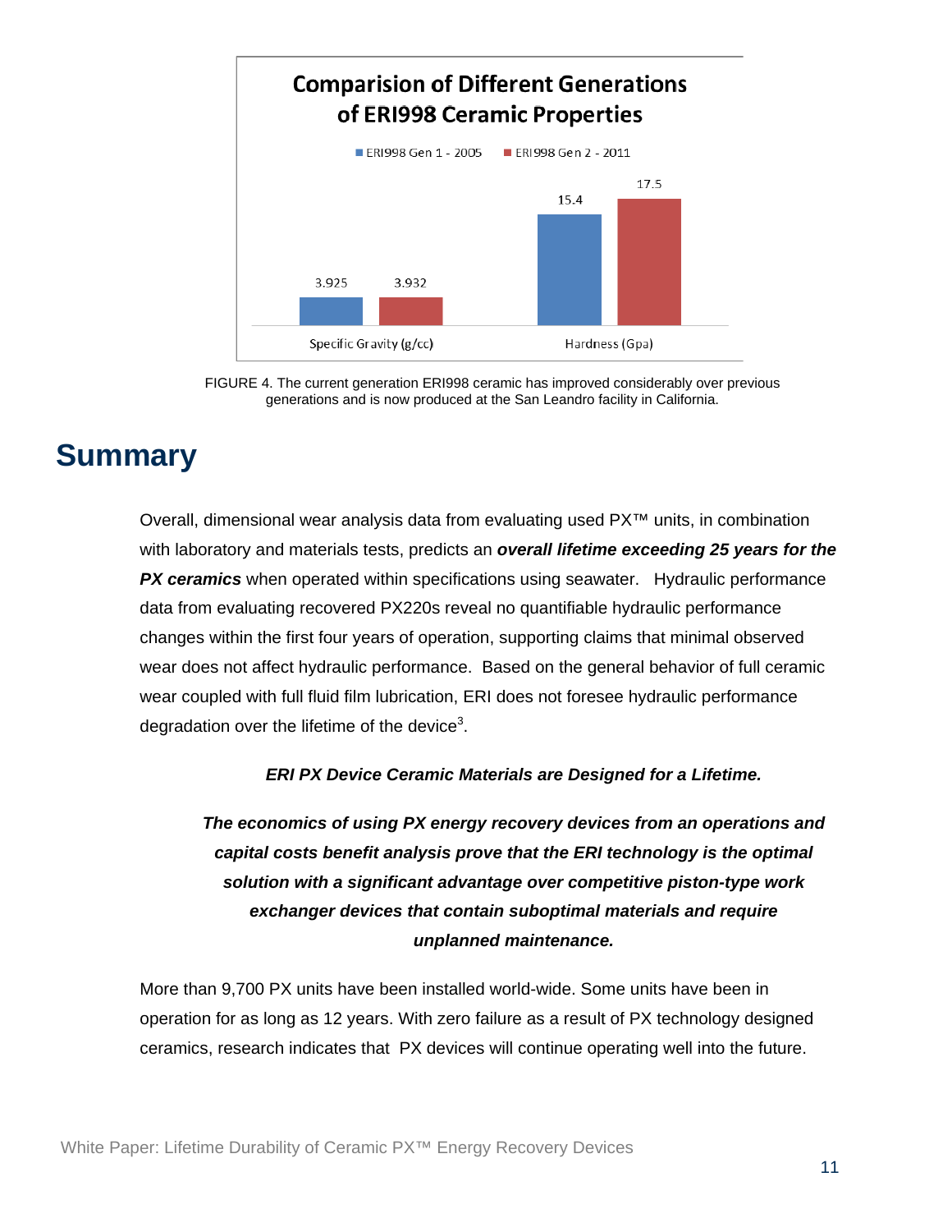**Comparision of Different Generations of ERI998 Ceramic Properties**

| | ERI998 Gen 1 - 2005 | ERI998 Gen 2 - 2011 |
|---|---|---|
| Specific Gravity (g/cc) | 3.925 | 3.932 |
| Hardness (Gpa) | 15.4 | 17.5 |

FIGURE 4. The current generation ERI998 ceramic has improved considerably over previous generations and is now produced at the San Leandro facility in California.

# Summary

Overall, dimensional wear analysis data from evaluating used PX™ units, in combination with laboratory and materials tests, predicts an ***overall lifetime exceeding 25 years for the PX ceramics*** when operated within specifications using seawater. Hydraulic performance data from evaluating recovered PX220s reveal no quantifiable hydraulic performance changes within the first four years of operation, supporting claims that minimal observed wear does not affect hydraulic performance. Based on the general behavior of full ceramic wear coupled with full fluid film lubrication, ERI does not foresee hydraulic performance degradation over the lifetime of the device[3].

***ERI PX Device Ceramic Materials are Designed for a Lifetime.***

***The economics of using PX energy recovery devices from an operations and capital costs benefit analysis prove that the ERI technology is the optimal solution with a significant advantage over competitive piston-type work exchanger devices that contain suboptimal materials and require unplanned maintenance.***

More than 9,700 PX units have been installed world-wide. Some units have been in operation for as long as 12 years. With zero failure as a result of PX technology designed ceramics, research indicates that PX devices will continue operating well into the future.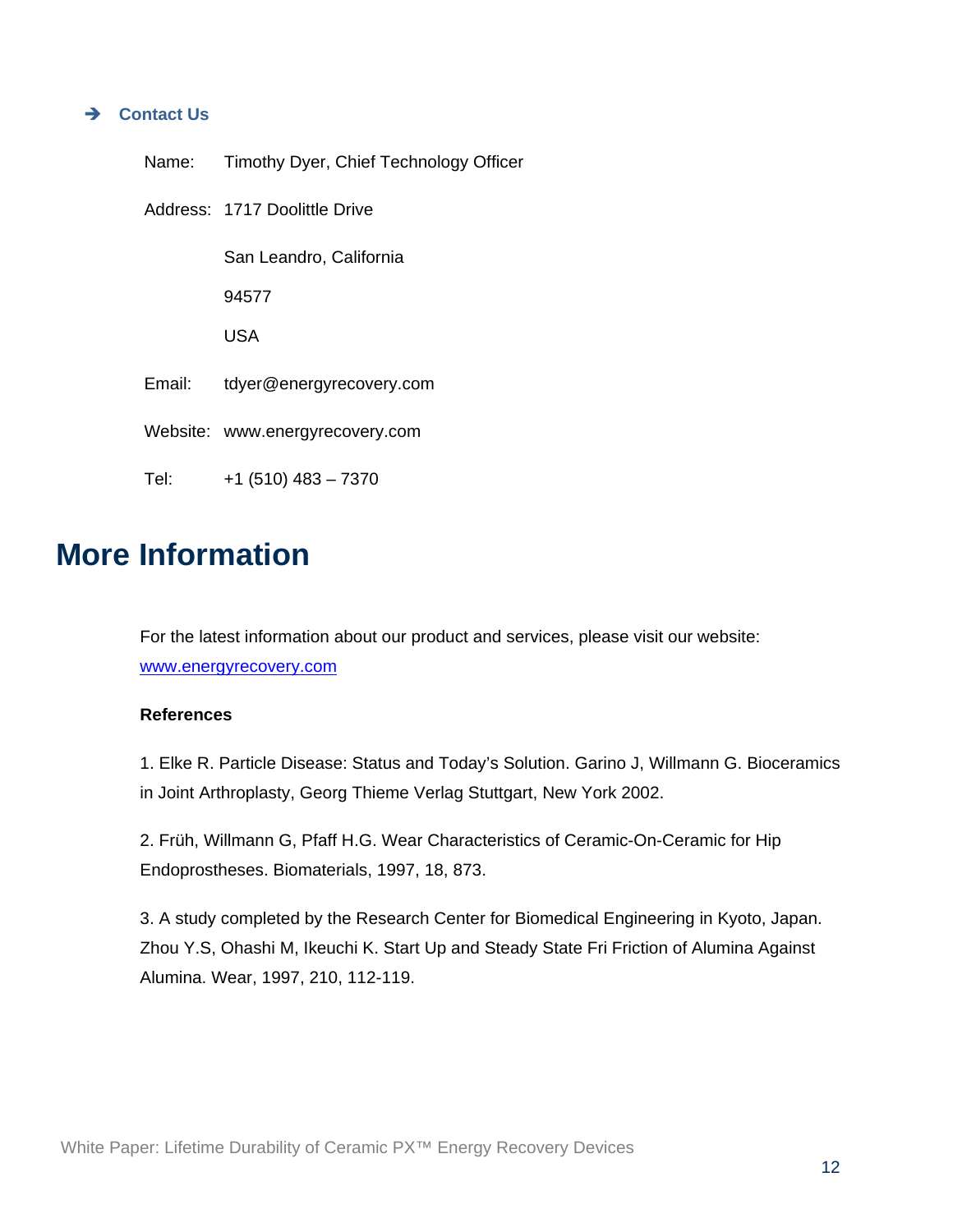### ➔ Contact Us

Name: Timothy Dyer, Chief Technology Officer

Address: 1717 Doolittle Drive

San Leandro, California

94577

USA

Email: tdyer@energyrecovery.com

Website: www.energyrecovery.com

Tel: +1 (510) 483 – 7370

# More Information

For the latest information about our product and services, please visit our website: [www.energyrecovery.com](http://www.energyrecovery.com)

**References**

1. Elke R. Particle Disease: Status and Today's Solution. Garino J, Willmann G. Bioceramics in Joint Arthroplasty, Georg Thieme Verlag Stuttgart, New York 2002.

2. Früh, Willmann G, Pfaff H.G. Wear Characteristics of Ceramic-On-Ceramic for Hip Endoprostheses. Biomaterials, 1997, 18, 873.

3. A study completed by the Research Center for Biomedical Engineering in Kyoto, Japan. Zhou Y.S, Ohashi M, Ikeuchi K. Start Up and Steady State Fri Friction of Alumina Against Alumina. Wear, 1997, 210, 112-119.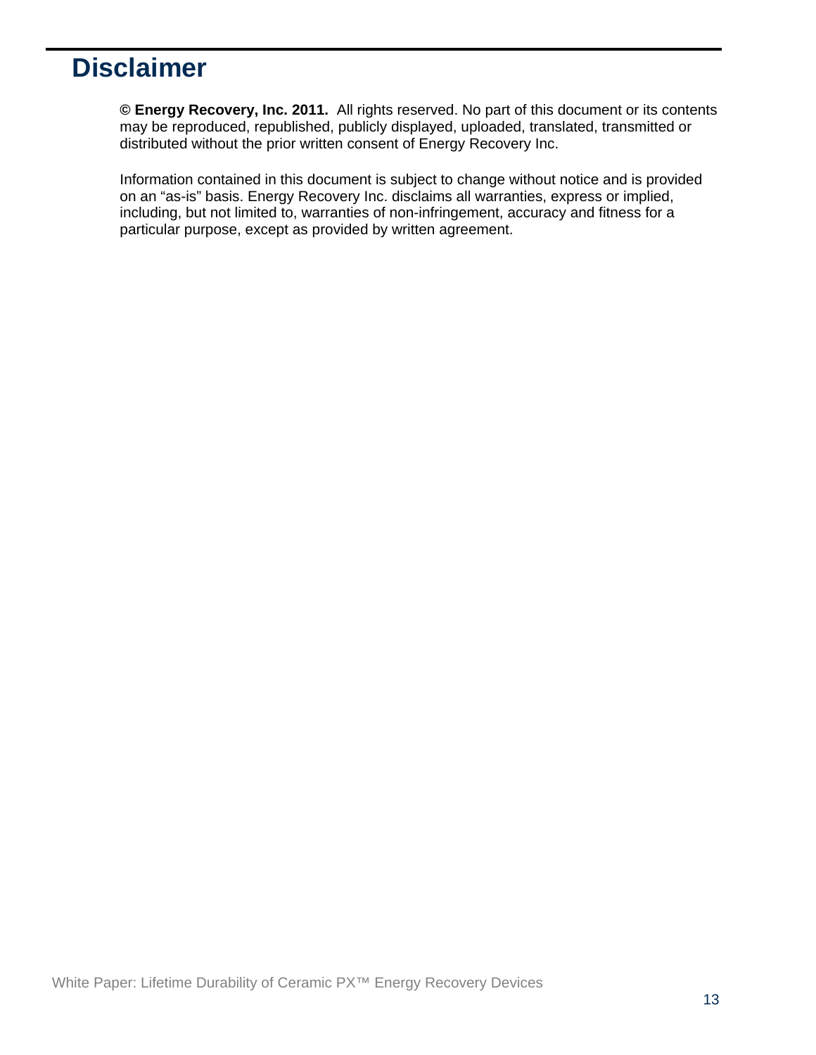# Disclaimer

**© Energy Recovery, Inc. 2011.** All rights reserved. No part of this document or its contents may be reproduced, republished, publicly displayed, uploaded, translated, transmitted or distributed without the prior written consent of Energy Recovery Inc.

Information contained in this document is subject to change without notice and is provided on an "as-is" basis. Energy Recovery Inc. disclaims all warranties, express or implied, including, but not limited to, warranties of non-infringement, accuracy and fitness for a particular purpose, except as provided by written agreement.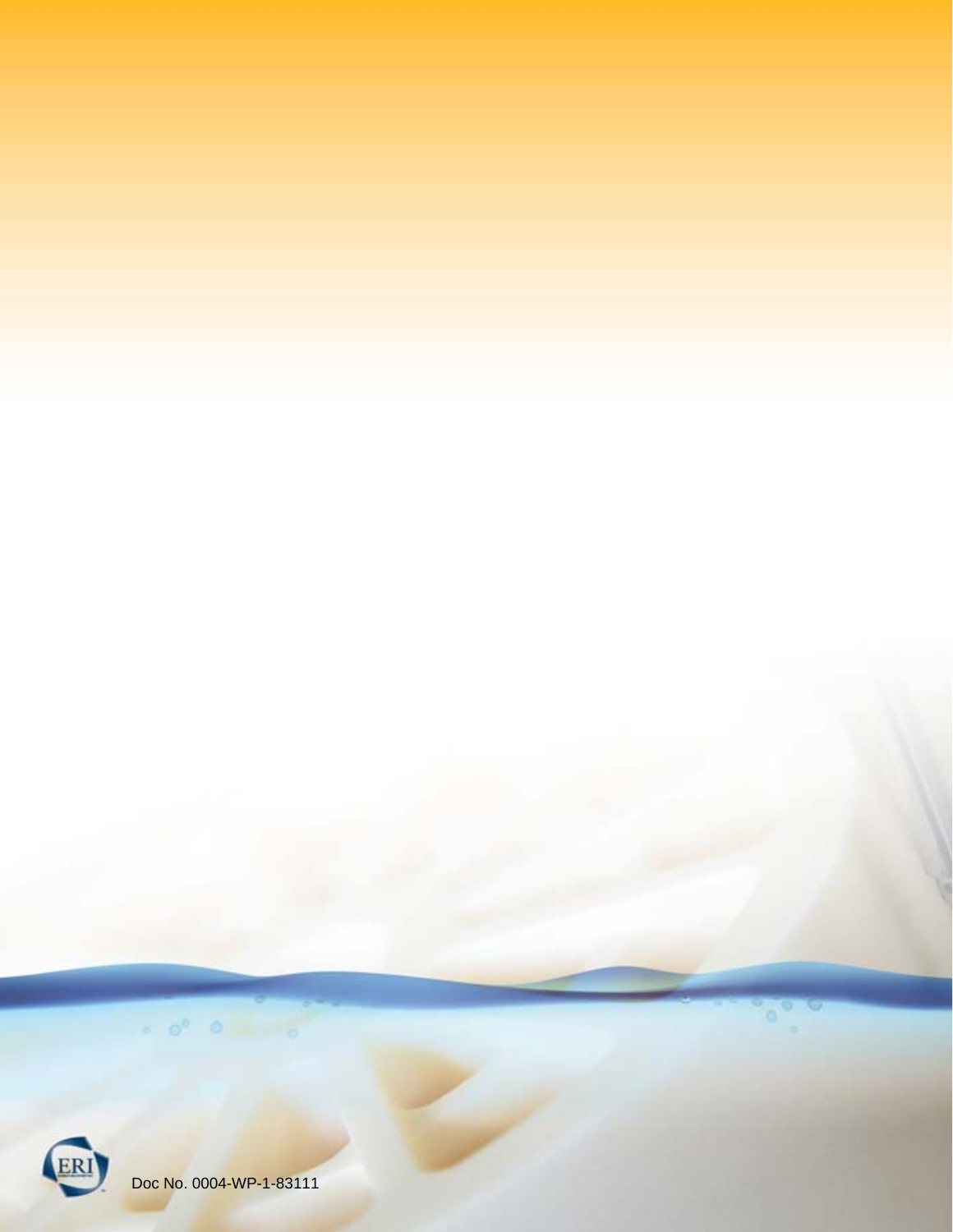Doc No. 0004-WP-1-83111